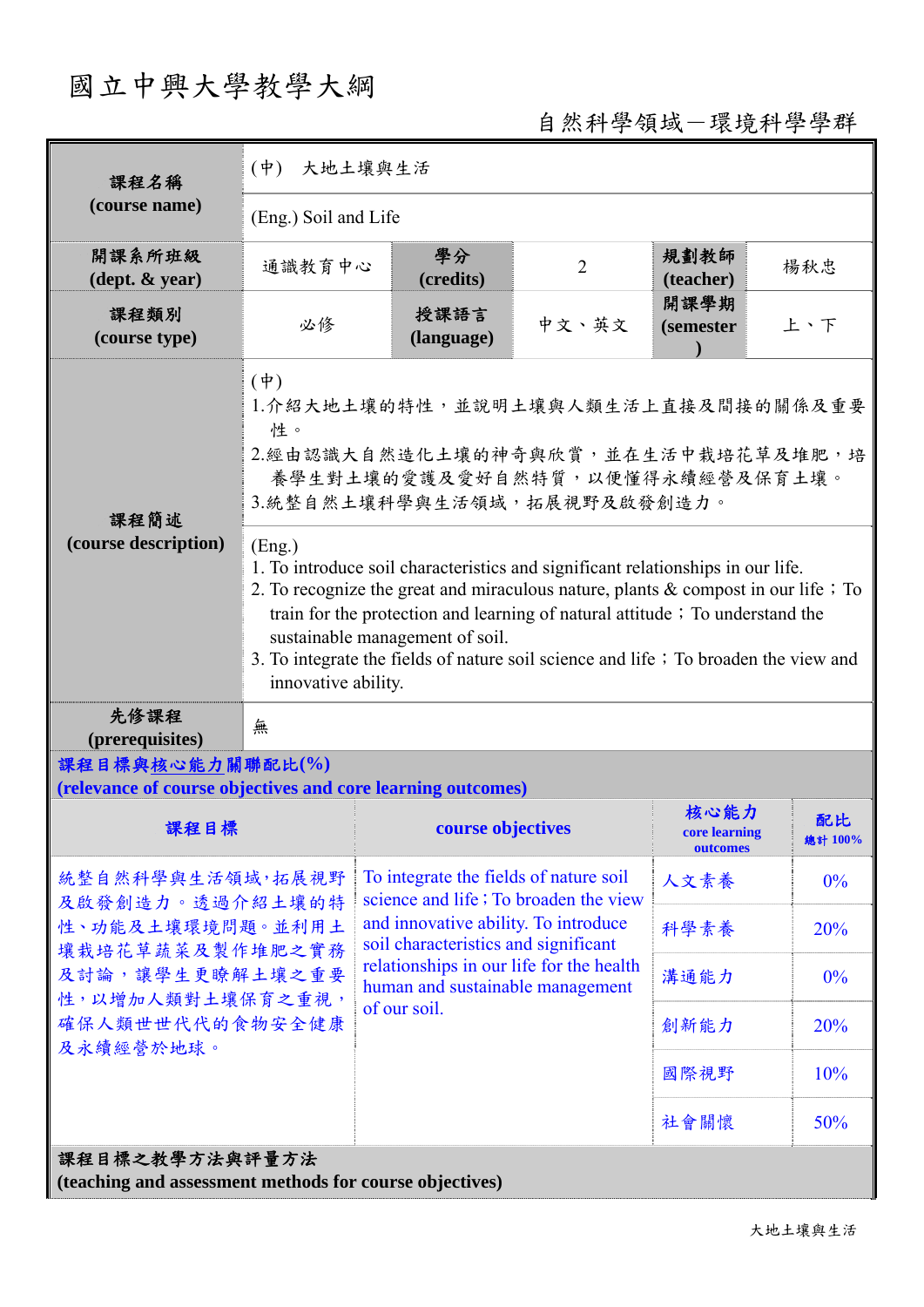# 國立中興大學教學大綱

自然科學領域－環境科學學群

| 課程名稱 (course name) | (中)　大地土壤與生活 | | | | |
|---|---|---|---|---|---|
| | (Eng.) Soil and Life | | | | |
| 開課系所班級 (dept. & year) | 通識教育中心 | 學分 (credits) | 2 | 規劃教師 (teacher) | 楊秋忠 |
| 課程類別 (course type) | 必修 | 授課語言 (language) | 中文、英文 | 開課學期 (semester) | 上、下 |
| 課程簡述 (course description) | (中)<br>1.介紹大地土壤的特性，並說明土壤與人類生活上直接及間接的關係及重要性。<br>2.經由認識大自然造化土壤的神奇與欣賞，並在生活中栽培花草及堆肥，培養學生對土壤的愛護及愛好自然特質，以便懂得永續經營及保育土壤。<br>3.統整自然土壤科學與生活領域，拓展視野及啟發創造力。 | | | | |
| | (Eng.)<br>1. To introduce soil characteristics and significant relationships in our life.<br>2. To recognize the great and miraculous nature, plants & compost in our life；To train for the protection and learning of natural attitude；To understand the sustainable management of soil.<br>3. To integrate the fields of nature soil science and life；To broaden the view and innovative ability. | | | | |
| 先修課程 (prerequisites) | 無 | | | | |

**課程目標與核心能力關聯配比(%)**
**(relevance of course objectives and core learning outcomes)**

| 課程目標 | course objectives | 核心能力 core learning outcomes | 配比 總計 100% |
|---|---|---|---|
| 統整自然科學與生活領域，拓展視野及啟發創造力。透過介紹土壤的特性、功能及土壤環境問題。並利用土壤栽培花草蔬菜及製作堆肥之實務及討論，讓學生更瞭解土壤之重要性，以增加人類對土壤保育之重視，確保人類世世代代的食物安全健康及永續經營於地球。 | To integrate the fields of nature soil science and life；To broaden the view and innovative ability. To introduce soil characteristics and significant relationships in our life for the health human and sustainable management of our soil. | 人文素養 | 0% |
| | | 科學素養 | 20% |
| | | 溝通能力 | 0% |
| | | 創新能力 | 20% |
| | | 國際視野 | 10% |
| | | 社會關懷 | 50% |

**課程目標之教學方法與評量方法**
**(teaching and assessment methods for course objectives)**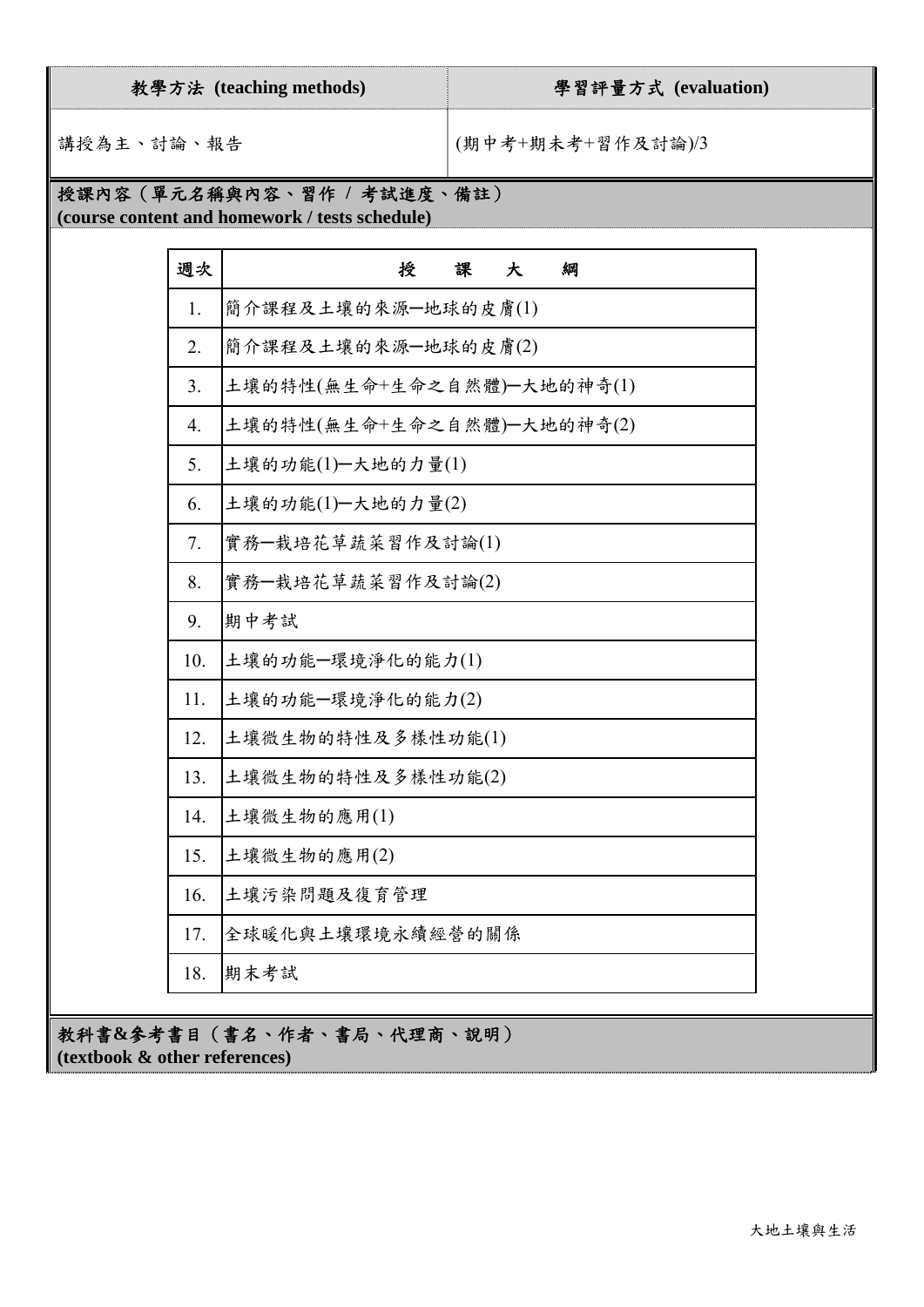| 教學方法 (teaching methods) | 學習評量方式 (evaluation) |
| --- | --- |
| 講授為主、討論、報告 | (期中考+期末考+習作及討論)/3 |

**授課內容（單元名稱與內容、習作 / 考試進度、備註）**
**(course content and homework / tests schedule)**

| 週次 | 授　課　大　綱 |
| --- | --- |
| 1. | 簡介課程及土壤的來源—地球的皮膚(1) |
| 2. | 簡介課程及土壤的來源—地球的皮膚(2) |
| 3. | 土壤的特性(無生命+生命之自然體)—大地的神奇(1) |
| 4. | 土壤的特性(無生命+生命之自然體)—大地的神奇(2) |
| 5. | 土壤的功能(1)—大地的力量(1) |
| 6. | 土壤的功能(1)—大地的力量(2) |
| 7. | 實務—栽培花草蔬菜習作及討論(1) |
| 8. | 實務—栽培花草蔬菜習作及討論(2) |
| 9. | 期中考試 |
| 10. | 土壤的功能—環境淨化的能力(1) |
| 11. | 土壤的功能—環境淨化的能力(2) |
| 12. | 土壤微生物的特性及多樣性功能(1) |
| 13. | 土壤微生物的特性及多樣性功能(2) |
| 14. | 土壤微生物的應用(1) |
| 15. | 土壤微生物的應用(2) |
| 16. | 土壤污染問題及復育管理 |
| 17. | 全球暖化與土壤環境永續經營的關係 |
| 18. | 期末考試 |

**教科書&參考書目（書名、作者、書局、代理商、說明）**
**(textbook & other references)**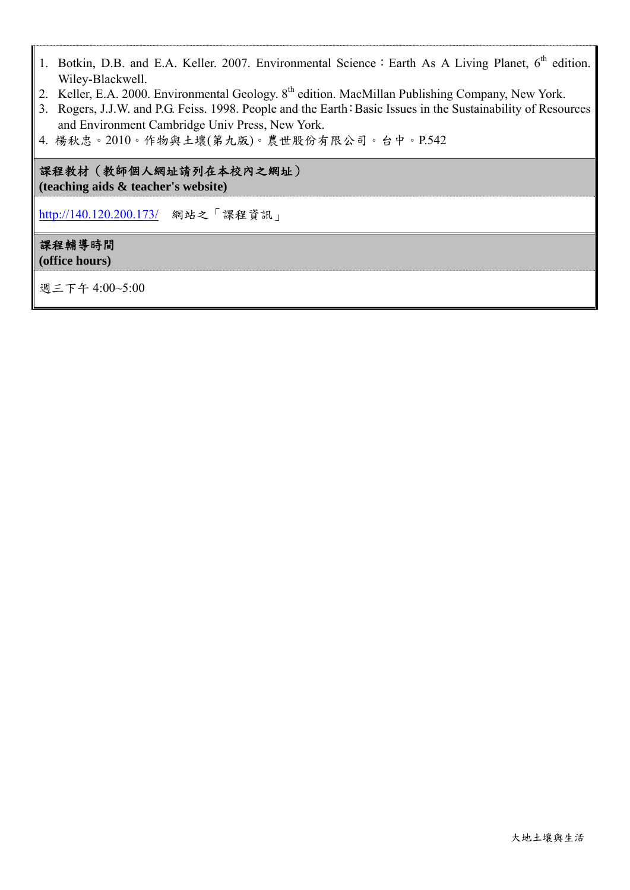1. Botkin, D.B. and E.A. Keller. 2007. Environmental Science：Earth As A Living Planet, 6th edition. Wiley-Blackwell.
2. Keller, E.A. 2000. Environmental Geology. 8th edition. MacMillan Publishing Company, New York.
3. Rogers, J.J.W. and P.G. Feiss. 1998. People and the Earth：Basic Issues in the Sustainability of Resources and Environment Cambridge Univ Press, New York.
4. 楊秋忠。2010。作物與土壤(第九版)。農世股份有限公司。台中。P.542

**課程教材（教師個人網址請列在本校內之網址）**
**(teaching aids & teacher's website)**

http://140.120.200.173/ 網站之「課程資訊」

**課程輔導時間**
**(office hours)**

週三下午 4:00~5:00